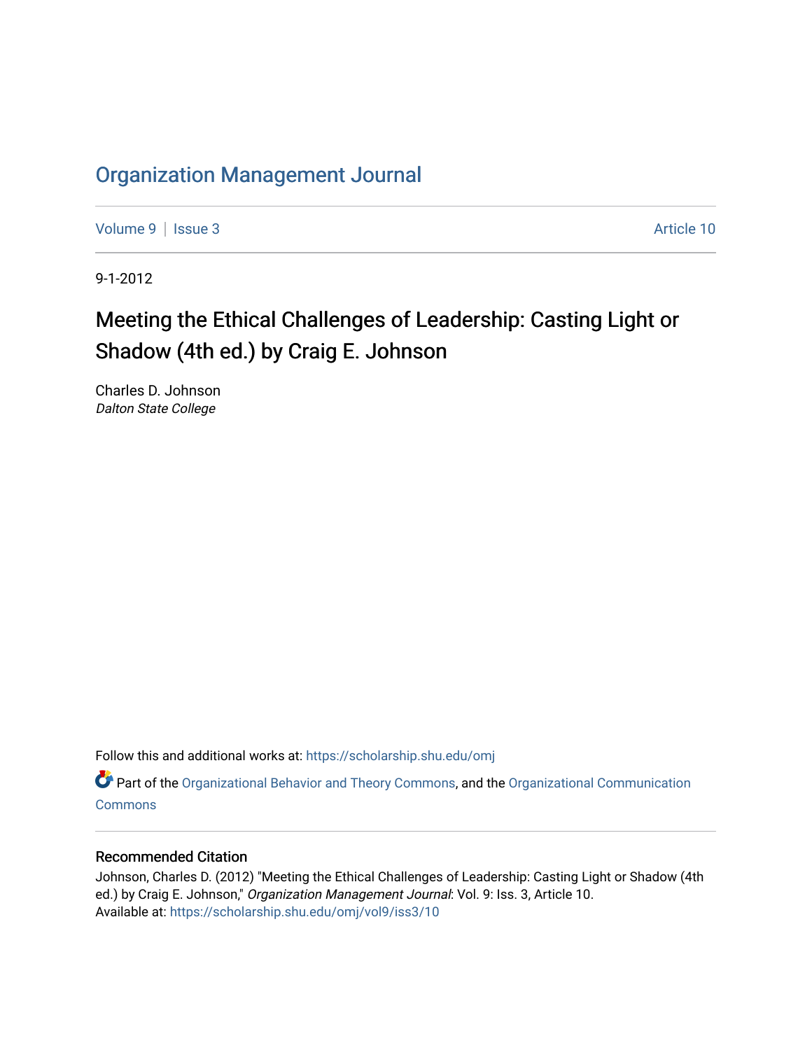# Organization Management Journal

Volume 9 | Issue 3 Article 10

9-1-2012

## Meeting the Ethical Challenges of Leadership: Casting Light or Shadow (4th ed.) by Craig E. Johnson

Charles D. Johnson
*Dalton State College*

Follow this and additional works at: https://scholarship.shu.edu/omj

Part of the Organizational Behavior and Theory Commons, and the Organizational Communication Commons

### Recommended Citation

Johnson, Charles D. (2012) "Meeting the Ethical Challenges of Leadership: Casting Light or Shadow (4th ed.) by Craig E. Johnson," *Organization Management Journal*: Vol. 9: Iss. 3, Article 10.
Available at: https://scholarship.shu.edu/omj/vol9/iss3/10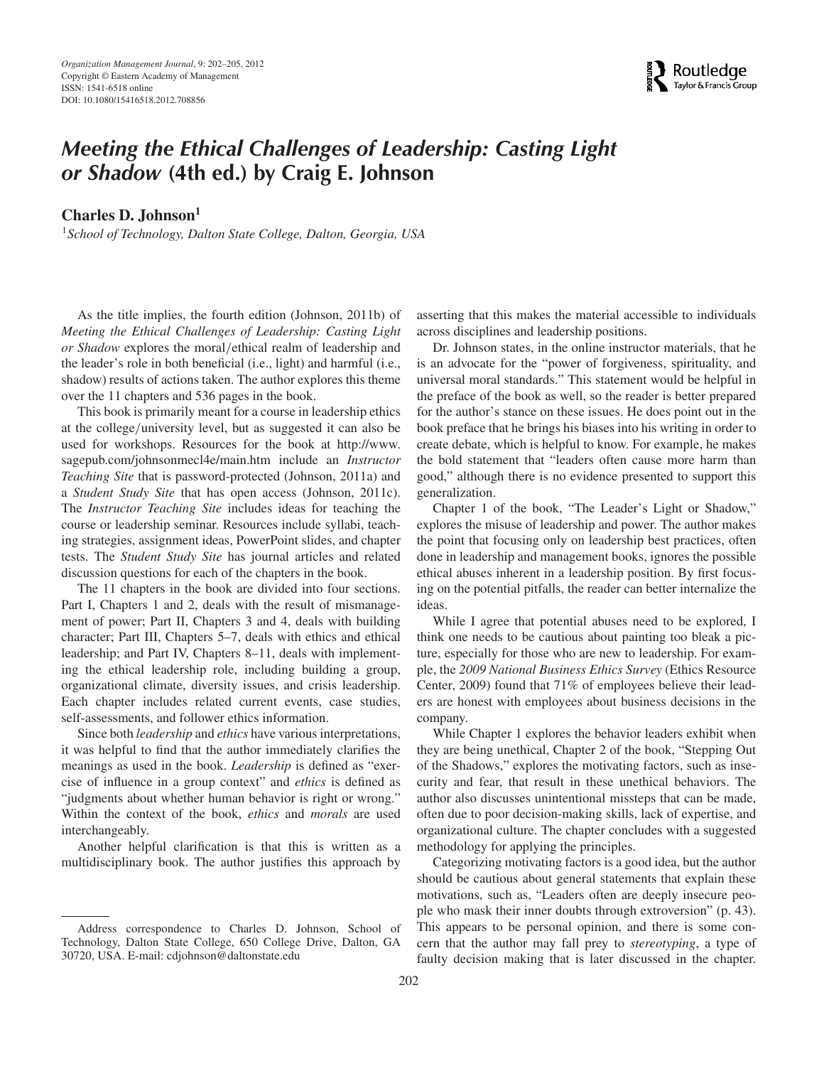# *Meeting the Ethical Challenges of Leadership: Casting Light or Shadow* (4th ed.) by Craig E. Johnson

**Charles D. Johnson**[1]

[1]*School of Technology, Dalton State College, Dalton, Georgia, USA*

As the title implies, the fourth edition (Johnson, 2011b) of *Meeting the Ethical Challenges of Leadership: Casting Light or Shadow* explores the moral/ethical realm of leadership and the leader's role in both beneficial (i.e., light) and harmful (i.e., shadow) results of actions taken. The author explores this theme over the 11 chapters and 536 pages in the book.

This book is primarily meant for a course in leadership ethics at the college/university level, but as suggested it can also be used for workshops. Resources for the book at http://www.sagepub.com/johnsonmecl4e/main.htm include an *Instructor Teaching Site* that is password-protected (Johnson, 2011a) and a *Student Study Site* that has open access (Johnson, 2011c). The *Instructor Teaching Site* includes ideas for teaching the course or leadership seminar. Resources include syllabi, teaching strategies, assignment ideas, PowerPoint slides, and chapter tests. The *Student Study Site* has journal articles and related discussion questions for each of the chapters in the book.

The 11 chapters in the book are divided into four sections. Part I, Chapters 1 and 2, deals with the result of mismanagement of power; Part II, Chapters 3 and 4, deals with building character; Part III, Chapters 5–7, deals with ethics and ethical leadership; and Part IV, Chapters 8–11, deals with implementing the ethical leadership role, including building a group, organizational climate, diversity issues, and crisis leadership. Each chapter includes related current events, case studies, self-assessments, and follower ethics information.

Since both *leadership* and *ethics* have various interpretations, it was helpful to find that the author immediately clarifies the meanings as used in the book. *Leadership* is defined as "exercise of influence in a group context" and *ethics* is defined as "judgments about whether human behavior is right or wrong." Within the context of the book, *ethics* and *morals* are used interchangeably.

Another helpful clarification is that this is written as a multidisciplinary book. The author justifies this approach by asserting that this makes the material accessible to individuals across disciplines and leadership positions.

Dr. Johnson states, in the online instructor materials, that he is an advocate for the "power of forgiveness, spirituality, and universal moral standards." This statement would be helpful in the preface of the book as well, so the reader is better prepared for the author's stance on these issues. He does point out in the book preface that he brings his biases into his writing in order to create debate, which is helpful to know. For example, he makes the bold statement that "leaders often cause more harm than good," although there is no evidence presented to support this generalization.

Chapter 1 of the book, "The Leader's Light or Shadow," explores the misuse of leadership and power. The author makes the point that focusing only on leadership best practices, often done in leadership and management books, ignores the possible ethical abuses inherent in a leadership position. By first focusing on the potential pitfalls, the reader can better internalize the ideas.

While I agree that potential abuses need to be explored, I think one needs to be cautious about painting too bleak a picture, especially for those who are new to leadership. For example, the *2009 National Business Ethics Survey* (Ethics Resource Center, 2009) found that 71% of employees believe their leaders are honest with employees about business decisions in the company.

While Chapter 1 explores the behavior leaders exhibit when they are being unethical, Chapter 2 of the book, "Stepping Out of the Shadows," explores the motivating factors, such as insecurity and fear, that result in these unethical behaviors. The author also discusses unintentional missteps that can be made, often due to poor decision-making skills, lack of expertise, and organizational culture. The chapter concludes with a suggested methodology for applying the principles.

Categorizing motivating factors is a good idea, but the author should be cautious about general statements that explain these motivations, such as, "Leaders often are deeply insecure people who mask their inner doubts through extroversion" (p. 43). This appears to be personal opinion, and there is some concern that the author may fall prey to *stereotyping*, a type of faulty decision making that is later discussed in the chapter.

Address correspondence to Charles D. Johnson, School of Technology, Dalton State College, 650 College Drive, Dalton, GA 30720, USA. E-mail: cdjohnson@daltonstate.edu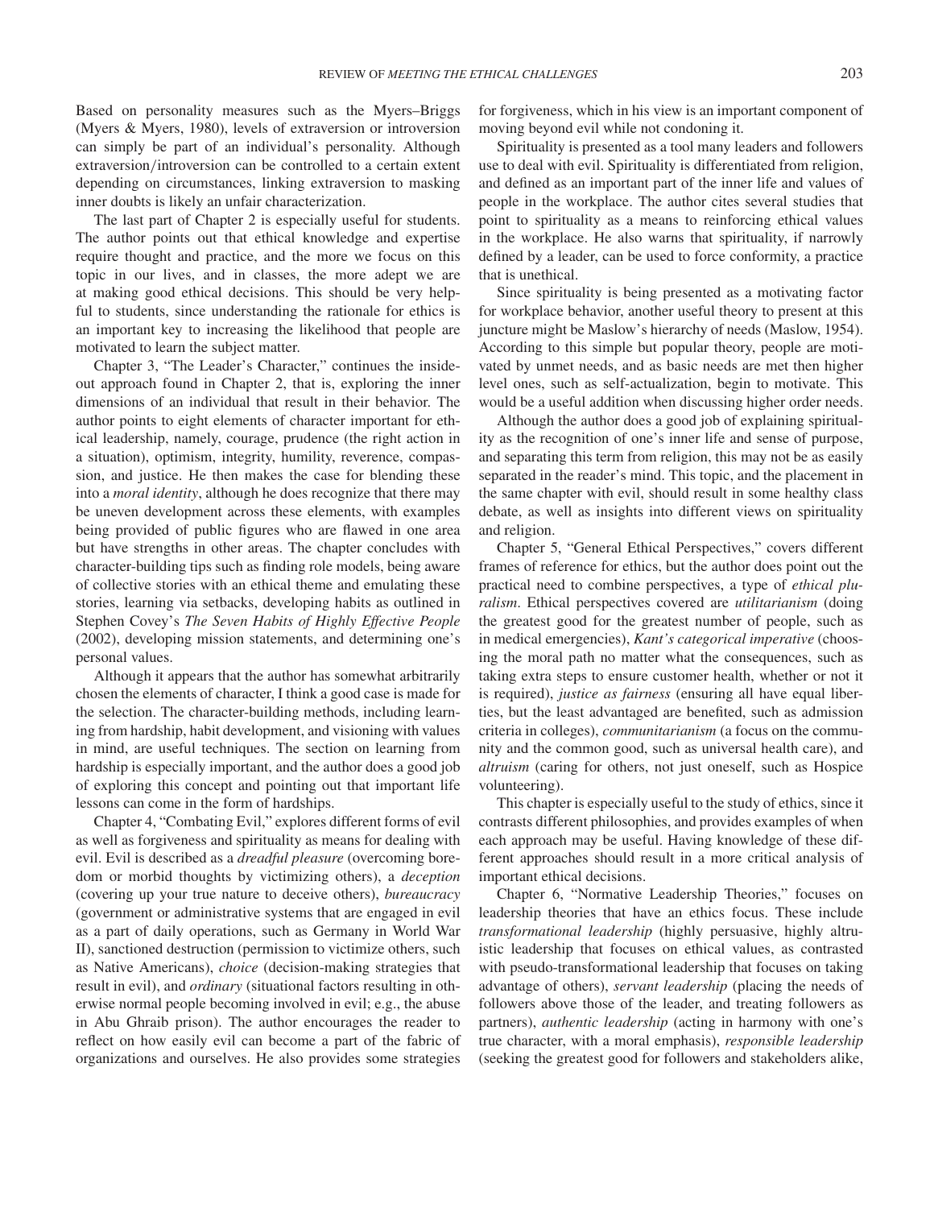Based on personality measures such as the Myers–Briggs (Myers & Myers, 1980), levels of extraversion or introversion can simply be part of an individual's personality. Although extraversion/introversion can be controlled to a certain extent depending on circumstances, linking extraversion to masking inner doubts is likely an unfair characterization.

The last part of Chapter 2 is especially useful for students. The author points out that ethical knowledge and expertise require thought and practice, and the more we focus on this topic in our lives, and in classes, the more adept we are at making good ethical decisions. This should be very helpful to students, since understanding the rationale for ethics is an important key to increasing the likelihood that people are motivated to learn the subject matter.

Chapter 3, "The Leader's Character," continues the inside-out approach found in Chapter 2, that is, exploring the inner dimensions of an individual that result in their behavior. The author points to eight elements of character important for ethical leadership, namely, courage, prudence (the right action in a situation), optimism, integrity, humility, reverence, compassion, and justice. He then makes the case for blending these into a *moral identity*, although he does recognize that there may be uneven development across these elements, with examples being provided of public figures who are flawed in one area but have strengths in other areas. The chapter concludes with character-building tips such as finding role models, being aware of collective stories with an ethical theme and emulating these stories, learning via setbacks, developing habits as outlined in Stephen Covey's *The Seven Habits of Highly Effective People* (2002), developing mission statements, and determining one's personal values.

Although it appears that the author has somewhat arbitrarily chosen the elements of character, I think a good case is made for the selection. The character-building methods, including learning from hardship, habit development, and visioning with values in mind, are useful techniques. The section on learning from hardship is especially important, and the author does a good job of exploring this concept and pointing out that important life lessons can come in the form of hardships.

Chapter 4, "Combating Evil," explores different forms of evil as well as forgiveness and spirituality as means for dealing with evil. Evil is described as a *dreadful pleasure* (overcoming boredom or morbid thoughts by victimizing others), a *deception* (covering up your true nature to deceive others), *bureaucracy* (government or administrative systems that are engaged in evil as a part of daily operations, such as Germany in World War II), sanctioned destruction (permission to victimize others, such as Native Americans), *choice* (decision-making strategies that result in evil), and *ordinary* (situational factors resulting in otherwise normal people becoming involved in evil; e.g., the abuse in Abu Ghraib prison). The author encourages the reader to reflect on how easily evil can become a part of the fabric of organizations and ourselves. He also provides some strategies for forgiveness, which in his view is an important component of moving beyond evil while not condoning it.

Spirituality is presented as a tool many leaders and followers use to deal with evil. Spirituality is differentiated from religion, and defined as an important part of the inner life and values of people in the workplace. The author cites several studies that point to spirituality as a means to reinforcing ethical values in the workplace. He also warns that spirituality, if narrowly defined by a leader, can be used to force conformity, a practice that is unethical.

Since spirituality is being presented as a motivating factor for workplace behavior, another useful theory to present at this juncture might be Maslow's hierarchy of needs (Maslow, 1954). According to this simple but popular theory, people are motivated by unmet needs, and as basic needs are met then higher level ones, such as self-actualization, begin to motivate. This would be a useful addition when discussing higher order needs.

Although the author does a good job of explaining spirituality as the recognition of one's inner life and sense of purpose, and separating this term from religion, this may not be as easily separated in the reader's mind. This topic, and the placement in the same chapter with evil, should result in some healthy class debate, as well as insights into different views on spirituality and religion.

Chapter 5, "General Ethical Perspectives," covers different frames of reference for ethics, but the author does point out the practical need to combine perspectives, a type of *ethical pluralism*. Ethical perspectives covered are *utilitarianism* (doing the greatest good for the greatest number of people, such as in medical emergencies), *Kant's categorical imperative* (choosing the moral path no matter what the consequences, such as taking extra steps to ensure customer health, whether or not it is required), *justice as fairness* (ensuring all have equal liberties, but the least advantaged are benefited, such as admission criteria in colleges), *communitarianism* (a focus on the community and the common good, such as universal health care), and *altruism* (caring for others, not just oneself, such as Hospice volunteering).

This chapter is especially useful to the study of ethics, since it contrasts different philosophies, and provides examples of when each approach may be useful. Having knowledge of these different approaches should result in a more critical analysis of important ethical decisions.

Chapter 6, "Normative Leadership Theories," focuses on leadership theories that have an ethics focus. These include *transformational leadership* (highly persuasive, highly altruistic leadership that focuses on ethical values, as contrasted with pseudo-transformational leadership that focuses on taking advantage of others), *servant leadership* (placing the needs of followers above those of the leader, and treating followers as partners), *authentic leadership* (acting in harmony with one's true character, with a moral emphasis), *responsible leadership* (seeking the greatest good for followers and stakeholders alike,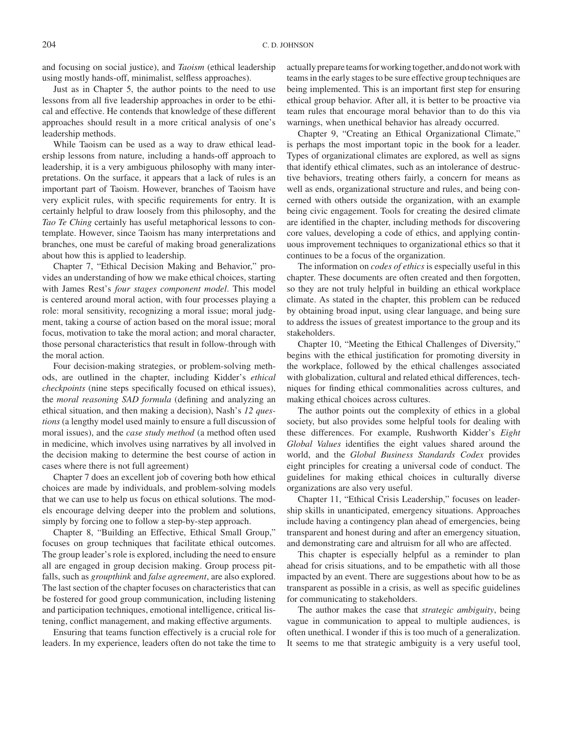and focusing on social justice), and *Taoism* (ethical leadership using mostly hands-off, minimalist, selfless approaches).

Just as in Chapter 5, the author points to the need to use lessons from all five leadership approaches in order to be ethical and effective. He contends that knowledge of these different approaches should result in a more critical analysis of one's leadership methods.

While Taoism can be used as a way to draw ethical leadership lessons from nature, including a hands-off approach to leadership, it is a very ambiguous philosophy with many interpretations. On the surface, it appears that a lack of rules is an important part of Taoism. However, branches of Taoism have very explicit rules, with specific requirements for entry. It is certainly helpful to draw loosely from this philosophy, and the *Tao Te Ching* certainly has useful metaphorical lessons to contemplate. However, since Taoism has many interpretations and branches, one must be careful of making broad generalizations about how this is applied to leadership.

Chapter 7, "Ethical Decision Making and Behavior," provides an understanding of how we make ethical choices, starting with James Rest's *four stages component model*. This model is centered around moral action, with four processes playing a role: moral sensitivity, recognizing a moral issue; moral judgment, taking a course of action based on the moral issue; moral focus, motivation to take the moral action; and moral character, those personal characteristics that result in follow-through with the moral action.

Four decision-making strategies, or problem-solving methods, are outlined in the chapter, including Kidder's *ethical checkpoints* (nine steps specifically focused on ethical issues), the *moral reasoning SAD formula* (defining and analyzing an ethical situation, and then making a decision), Nash's *12 questions* (a lengthy model used mainly to ensure a full discussion of moral issues), and the *case study method* (a method often used in medicine, which involves using narratives by all involved in the decision making to determine the best course of action in cases where there is not full agreement)

Chapter 7 does an excellent job of covering both how ethical choices are made by individuals, and problem-solving models that we can use to help us focus on ethical solutions. The models encourage delving deeper into the problem and solutions, simply by forcing one to follow a step-by-step approach.

Chapter 8, "Building an Effective, Ethical Small Group," focuses on group techniques that facilitate ethical outcomes. The group leader's role is explored, including the need to ensure all are engaged in group decision making. Group process pitfalls, such as *groupthink* and *false agreement*, are also explored. The last section of the chapter focuses on characteristics that can be fostered for good group communication, including listening and participation techniques, emotional intelligence, critical listening, conflict management, and making effective arguments.

Ensuring that teams function effectively is a crucial role for leaders. In my experience, leaders often do not take the time to actually prepare teams for working together, and do not work with teams in the early stages to be sure effective group techniques are being implemented. This is an important first step for ensuring ethical group behavior. After all, it is better to be proactive via team rules that encourage moral behavior than to do this via warnings, when unethical behavior has already occurred.

Chapter 9, "Creating an Ethical Organizational Climate," is perhaps the most important topic in the book for a leader. Types of organizational climates are explored, as well as signs that identify ethical climates, such as an intolerance of destructive behaviors, treating others fairly, a concern for means as well as ends, organizational structure and rules, and being concerned with others outside the organization, with an example being civic engagement. Tools for creating the desired climate are identified in the chapter, including methods for discovering core values, developing a code of ethics, and applying continuous improvement techniques to organizational ethics so that it continues to be a focus of the organization.

The information on *codes of ethics* is especially useful in this chapter. These documents are often created and then forgotten, so they are not truly helpful in building an ethical workplace climate. As stated in the chapter, this problem can be reduced by obtaining broad input, using clear language, and being sure to address the issues of greatest importance to the group and its stakeholders.

Chapter 10, "Meeting the Ethical Challenges of Diversity," begins with the ethical justification for promoting diversity in the workplace, followed by the ethical challenges associated with globalization, cultural and related ethical differences, techniques for finding ethical commonalities across cultures, and making ethical choices across cultures.

The author points out the complexity of ethics in a global society, but also provides some helpful tools for dealing with these differences. For example, Rushworth Kidder's *Eight Global Values* identifies the eight values shared around the world, and the *Global Business Standards Codex* provides eight principles for creating a universal code of conduct. The guidelines for making ethical choices in culturally diverse organizations are also very useful.

Chapter 11, "Ethical Crisis Leadership," focuses on leadership skills in unanticipated, emergency situations. Approaches include having a contingency plan ahead of emergencies, being transparent and honest during and after an emergency situation, and demonstrating care and altruism for all who are affected.

This chapter is especially helpful as a reminder to plan ahead for crisis situations, and to be empathetic with all those impacted by an event. There are suggestions about how to be as transparent as possible in a crisis, as well as specific guidelines for communicating to stakeholders.

The author makes the case that *strategic ambiguity*, being vague in communication to appeal to multiple audiences, is often unethical. I wonder if this is too much of a generalization. It seems to me that strategic ambiguity is a very useful tool,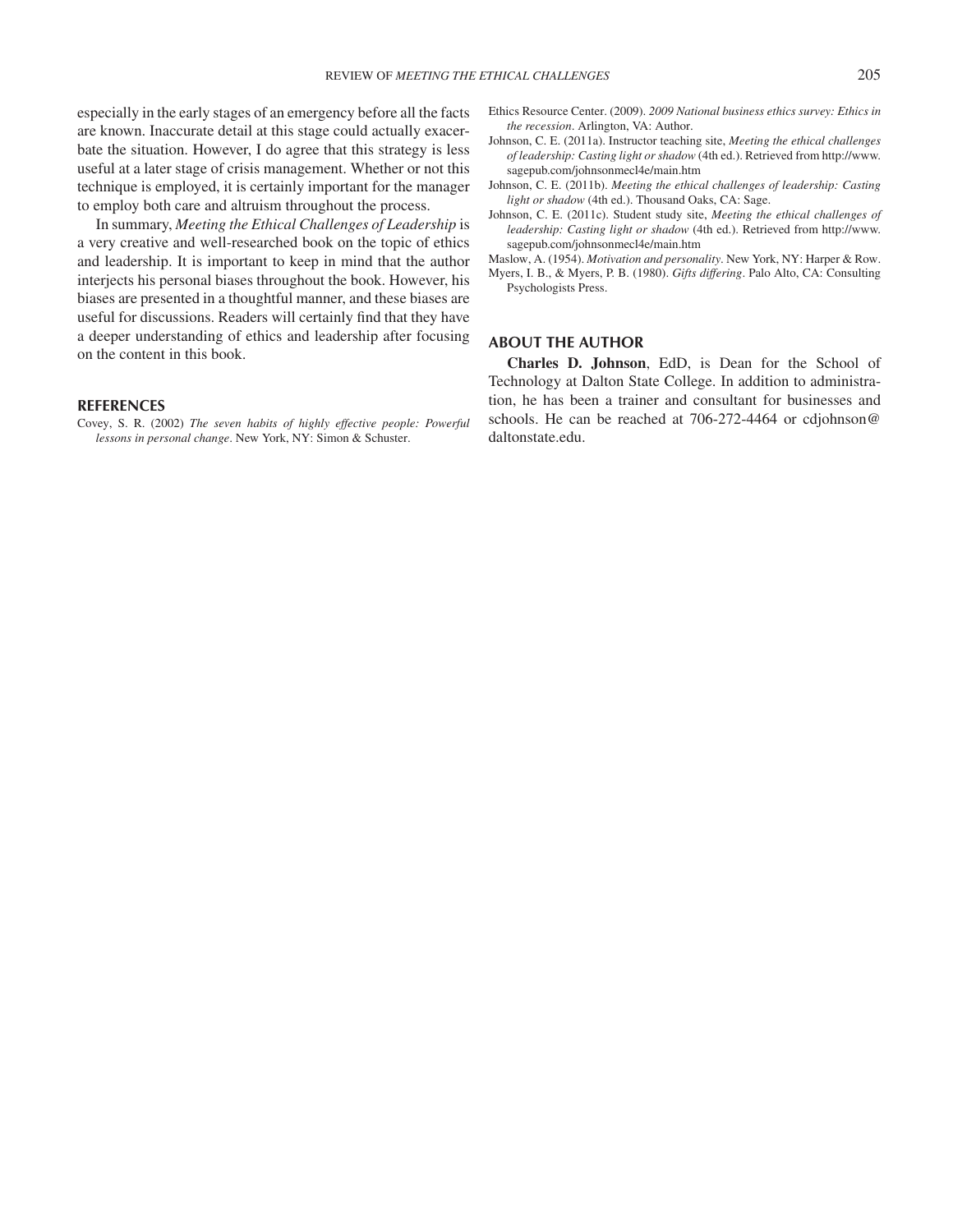especially in the early stages of an emergency before all the facts are known. Inaccurate detail at this stage could actually exacerbate the situation. However, I do agree that this strategy is less useful at a later stage of crisis management. Whether or not this technique is employed, it is certainly important for the manager to employ both care and altruism throughout the process.

In summary, *Meeting the Ethical Challenges of Leadership* is a very creative and well-researched book on the topic of ethics and leadership. It is important to keep in mind that the author interjects his personal biases throughout the book. However, his biases are presented in a thoughtful manner, and these biases are useful for discussions. Readers will certainly find that they have a deeper understanding of ethics and leadership after focusing on the content in this book.

## REFERENCES

Covey, S. R. (2002) *The seven habits of highly effective people: Powerful lessons in personal change*. New York, NY: Simon & Schuster.

Ethics Resource Center. (2009). *2009 National business ethics survey: Ethics in the recession*. Arlington, VA: Author.

Johnson, C. E. (2011a). Instructor teaching site, *Meeting the ethical challenges of leadership: Casting light or shadow* (4th ed.). Retrieved from http://www.sagepub.com/johnsonmecl4e/main.htm

Johnson, C. E. (2011b). *Meeting the ethical challenges of leadership: Casting light or shadow* (4th ed.). Thousand Oaks, CA: Sage.

Johnson, C. E. (2011c). Student study site, *Meeting the ethical challenges of leadership: Casting light or shadow* (4th ed.). Retrieved from http://www.sagepub.com/johnsonmecl4e/main.htm

Maslow, A. (1954). *Motivation and personality*. New York, NY: Harper & Row.

Myers, I. B., & Myers, P. B. (1980). *Gifts differing*. Palo Alto, CA: Consulting Psychologists Press.

## ABOUT THE AUTHOR

**Charles D. Johnson**, EdD, is Dean for the School of Technology at Dalton State College. In addition to administration, he has been a trainer and consultant for businesses and schools. He can be reached at 706-272-4464 or cdjohnson@daltonstate.edu.